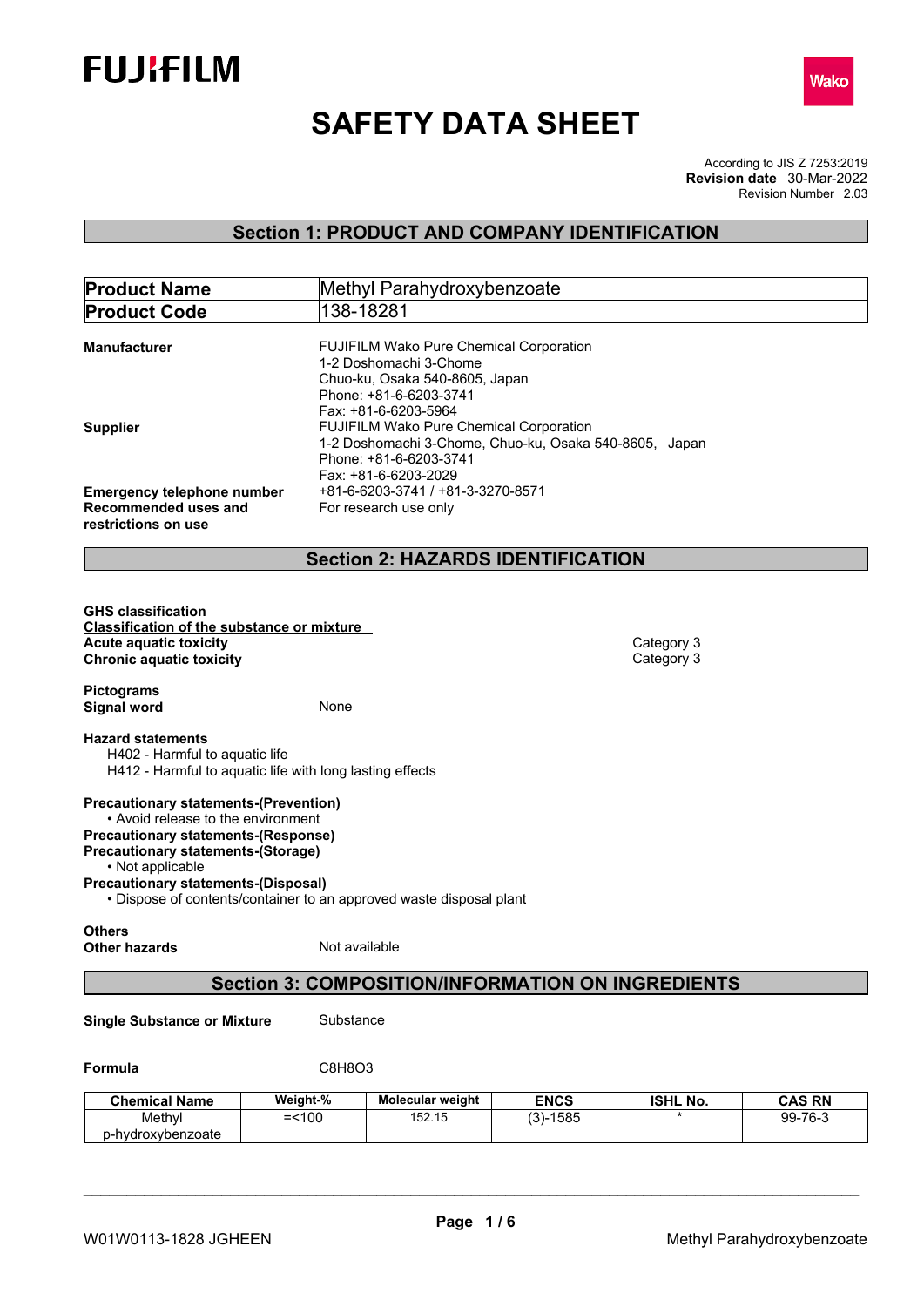FUJIFILM

Wako

# SAFETY DATA SHEET

According to JIS Z 7253:2019
**Revision date** 30-Mar-2022
Revision Number 2.03

## Section 1: PRODUCT AND COMPANY IDENTIFICATION

| | |
|---|---|
| **Product Name** | Methyl Parahydroxybenzoate |
| **Product Code** | 138-18281 |

**Manufacturer**
FUJIFILM Wako Pure Chemical Corporation
1-2 Doshomachi 3-Chome
Chuo-ku, Osaka 540-8605, Japan
Phone: +81-6-6203-3741
Fax: +81-6-6203-5964

**Supplier**
FUJIFILM Wako Pure Chemical Corporation
1-2 Doshomachi 3-Chome, Chuo-ku, Osaka 540-8605, Japan
Phone: +81-6-6203-3741
Fax: +81-6-6203-2029

**Emergency telephone number** +81-6-6203-3741 / +81-3-3270-8571

**Recommended uses and restrictions on use** For research use only

## Section 2: HAZARDS IDENTIFICATION

**GHS classification**

**Classification of the substance or mixture**

| | |
|---|---|
| **Acute aquatic toxicity** | Category 3 |
| **Chronic aquatic toxicity** | Category 3 |

**Pictograms**

**Signal word** None

**Hazard statements**
H402 - Harmful to aquatic life
H412 - Harmful to aquatic life with long lasting effects

**Precautionary statements-(Prevention)**
• Avoid release to the environment

**Precautionary statements-(Response)**

**Precautionary statements-(Storage)**
• Not applicable

**Precautionary statements-(Disposal)**
• Dispose of contents/container to an approved waste disposal plant

**Others**

**Other hazards** Not available

## Section 3: COMPOSITION/INFORMATION ON INGREDIENTS

**Single Substance or Mixture** Substance

**Formula** C8H8O3

| Chemical Name | Weight-% | Molecular weight | ENCS | ISHL No. | CAS RN |
|---|---|---|---|---|---|
| Methyl p-hydroxybenzoate | =<100 | 152.15 | (3)-1585 | * | 99-76-3 |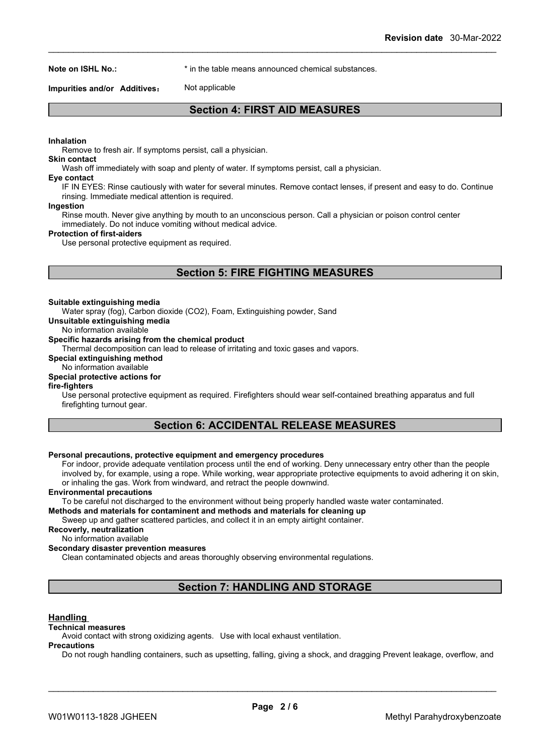**Note on ISHL No.:** * in the table means announced chemical substances.

**Impurities and/or Additives:** Not applicable

## Section 4: FIRST AID MEASURES

**Inhalation**

Remove to fresh air. If symptoms persist, call a physician.

**Skin contact**

Wash off immediately with soap and plenty of water. If symptoms persist, call a physician.

**Eye contact**

IF IN EYES: Rinse cautiously with water for several minutes. Remove contact lenses, if present and easy to do. Continue rinsing. Immediate medical attention is required.

**Ingestion**

Rinse mouth. Never give anything by mouth to an unconscious person. Call a physician or poison control center immediately. Do not induce vomiting without medical advice.

**Protection of first-aiders**

Use personal protective equipment as required.

## Section 5: FIRE FIGHTING MEASURES

**Suitable extinguishing media**

Water spray (fog), Carbon dioxide ($CO_2$), Foam, Extinguishing powder, Sand

**Unsuitable extinguishing media**

No information available

**Specific hazards arising from the chemical product**

Thermal decomposition can lead to release of irritating and toxic gases and vapors.

**Special extinguishing method**

No information available

**Special protective actions for fire-fighters**

Use personal protective equipment as required. Firefighters should wear self-contained breathing apparatus and full firefighting turnout gear.

## Section 6: ACCIDENTAL RELEASE MEASURES

**Personal precautions, protective equipment and emergency procedures**

For indoor, provide adequate ventilation process until the end of working. Deny unnecessary entry other than the people involved by, for example, using a rope. While working, wear appropriate protective equipments to avoid adhering it on skin, or inhaling the gas. Work from windward, and retract the people downwind.

**Environmental precautions**

To be careful not discharged to the environment without being properly handled waste water contaminated.

**Methods and materials for contaminent and methods and materials for cleaning up**

Sweep up and gather scattered particles, and collect it in an empty airtight container.

**Recoverly, neutralization**

No information available

**Secondary disaster prevention measures**

Clean contaminated objects and areas thoroughly observing environmental regulations.

## Section 7: HANDLING AND STORAGE

**Handling**

**Technical measures**

Avoid contact with strong oxidizing agents. Use with local exhaust ventilation.

**Precautions**

Do not rough handling containers, such as upsetting, falling, giving a shock, and dragging Prevent leakage, overflow, and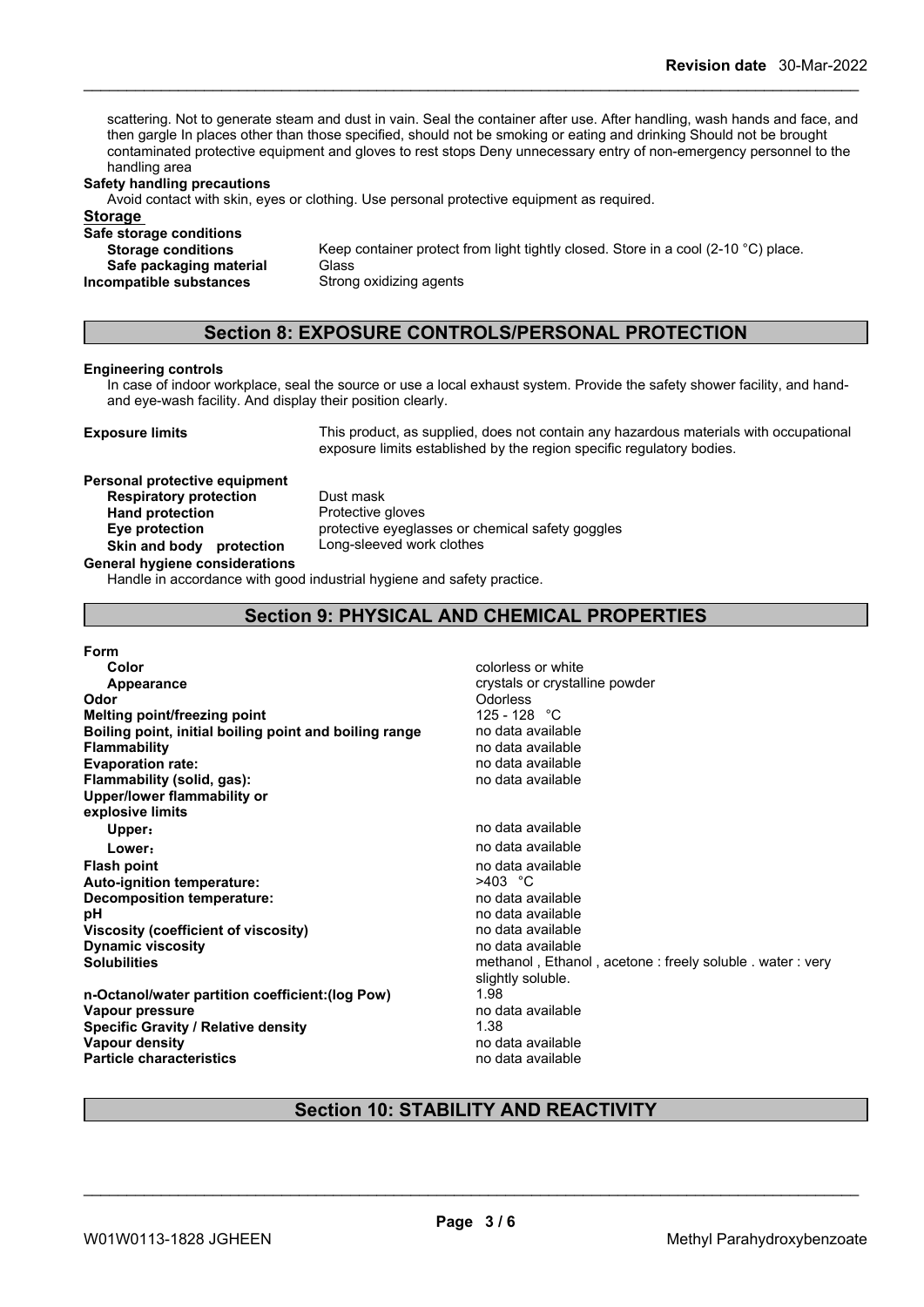scattering. Not to generate steam and dust in vain. Seal the container after use. After handling, wash hands and face, and then gargle In places other than those specified, should not be smoking or eating and drinking Should not be brought contaminated protective equipment and gloves to rest stops Deny unnecessary entry of non-emergency personnel to the handling area

**Safety handling precautions**

Avoid contact with skin, eyes or clothing. Use personal protective equipment as required.

**Storage**

**Safe storage conditions**

| | |
|---|---|
| **Storage conditions** | Keep container protect from light tightly closed. Store in a cool (2-10 °C) place. |
| **Safe packaging material** | Glass |
| **Incompatible substances** | Strong oxidizing agents |

## Section 8: EXPOSURE CONTROLS/PERSONAL PROTECTION

**Engineering controls**

In case of indoor workplace, seal the source or use a local exhaust system. Provide the safety shower facility, and hand-and eye-wash facility. And display their position clearly.

**Exposure limits** This product, as supplied, does not contain any hazardous materials with occupational exposure limits established by the region specific regulatory bodies.

**Personal protective equipment**

| | |
|---|---|
| **Respiratory protection** | Dust mask |
| **Hand protection** | Protective gloves |
| **Eye protection** | protective eyeglasses or chemical safety goggles |
| **Skin and body protection** | Long-sleeved work clothes |

**General hygiene considerations**

Handle in accordance with good industrial hygiene and safety practice.

## Section 9: PHYSICAL AND CHEMICAL PROPERTIES

| | |
|---|---|
| **Form** | |
| **Color** | colorless or white |
| **Appearance** | crystals or crystalline powder |
| **Odor** | Odorless |
| **Melting point/freezing point** | 125 - 128 °C |
| **Boiling point, initial boiling point and boiling range** | no data available |
| **Flammability** | no data available |
| **Evaporation rate:** | no data available |
| **Flammability (solid, gas):** | no data available |
| **Upper/lower flammability or explosive limits** | |
| **Upper:** | no data available |
| **Lower:** | no data available |
| **Flash point** | no data available |
| **Auto-ignition temperature:** | >403 °C |
| **Decomposition temperature:** | no data available |
| **pH** | no data available |
| **Viscosity (coefficient of viscosity)** | no data available |
| **Dynamic viscosity** | no data available |
| **Solubilities** | methanol , Ethanol , acetone : freely soluble . water : very slightly soluble. |
| **n-Octanol/water partition coefficient:(log Pow)** | 1.98 |
| **Vapour pressure** | no data available |
| **Specific Gravity / Relative density** | 1.38 |
| **Vapour density** | no data available |
| **Particle characteristics** | no data available |

## Section 10: STABILITY AND REACTIVITY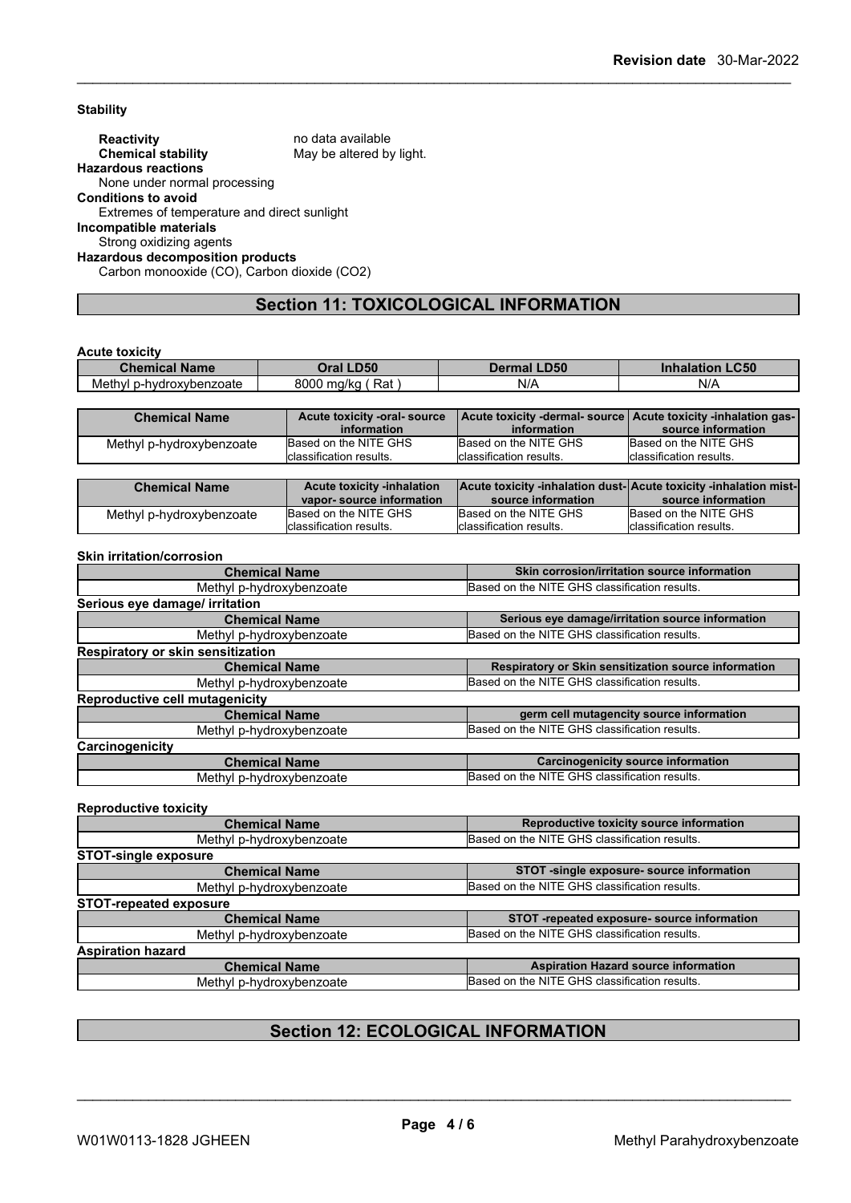**Stability**

**Reactivity** no data available
**Chemical stability** May be altered by light.
**Hazardous reactions**
None under normal processing
**Conditions to avoid**
Extremes of temperature and direct sunlight
**Incompatible materials**
Strong oxidizing agents
**Hazardous decomposition products**
Carbon monooxide (CO), Carbon dioxide ($CO_2$)

## Section 11: TOXICOLOGICAL INFORMATION

**Acute toxicity**

| Chemical Name | Oral LD50 | Dermal LD50 | Inhalation LC50 |
|---|---|---|---|
| Methyl p-hydroxybenzoate | 8000 mg/kg ( Rat ) | N/A | N/A |

| Chemical Name | Acute toxicity -oral- source information | Acute toxicity -dermal- source information | Acute toxicity -inhalation gas- source information |
|---|---|---|---|
| Methyl p-hydroxybenzoate | Based on the NITE GHS classification results. | Based on the NITE GHS classification results. | Based on the NITE GHS classification results. |

| Chemical Name | Acute toxicity -inhalation vapor- source information | Acute toxicity -inhalation dust- source information | Acute toxicity -inhalation mist- source information |
|---|---|---|---|
| Methyl p-hydroxybenzoate | Based on the NITE GHS classification results. | Based on the NITE GHS classification results. | Based on the NITE GHS classification results. |

**Skin irritation/corrosion**

| Chemical Name | Skin corrosion/irritation source information |
|---|---|
| Methyl p-hydroxybenzoate | Based on the NITE GHS classification results. |

**Serious eye damage/ irritation**

| Chemical Name | Serious eye damage/irritation source information |
|---|---|
| Methyl p-hydroxybenzoate | Based on the NITE GHS classification results. |

**Respiratory or skin sensitization**

| Chemical Name | Respiratory or Skin sensitization source information |
|---|---|
| Methyl p-hydroxybenzoate | Based on the NITE GHS classification results. |

**Reproductive cell mutagenicity**

| Chemical Name | germ cell mutagencity source information |
|---|---|
| Methyl p-hydroxybenzoate | Based on the NITE GHS classification results. |

**Carcinogenicity**

| Chemical Name | Carcinogenicity source information |
|---|---|
| Methyl p-hydroxybenzoate | Based on the NITE GHS classification results. |

**Reproductive toxicity**

| Chemical Name | Reproductive toxicity source information |
|---|---|
| Methyl p-hydroxybenzoate | Based on the NITE GHS classification results. |

**STOT-single exposure**

| Chemical Name | STOT -single exposure- source information |
|---|---|
| Methyl p-hydroxybenzoate | Based on the NITE GHS classification results. |

**STOT-repeated exposure**

| Chemical Name | STOT -repeated exposure- source information |
|---|---|
| Methyl p-hydroxybenzoate | Based on the NITE GHS classification results. |

**Aspiration hazard**

| Chemical Name | Aspiration Hazard source information |
|---|---|
| Methyl p-hydroxybenzoate | Based on the NITE GHS classification results. |

## Section 12: ECOLOGICAL INFORMATION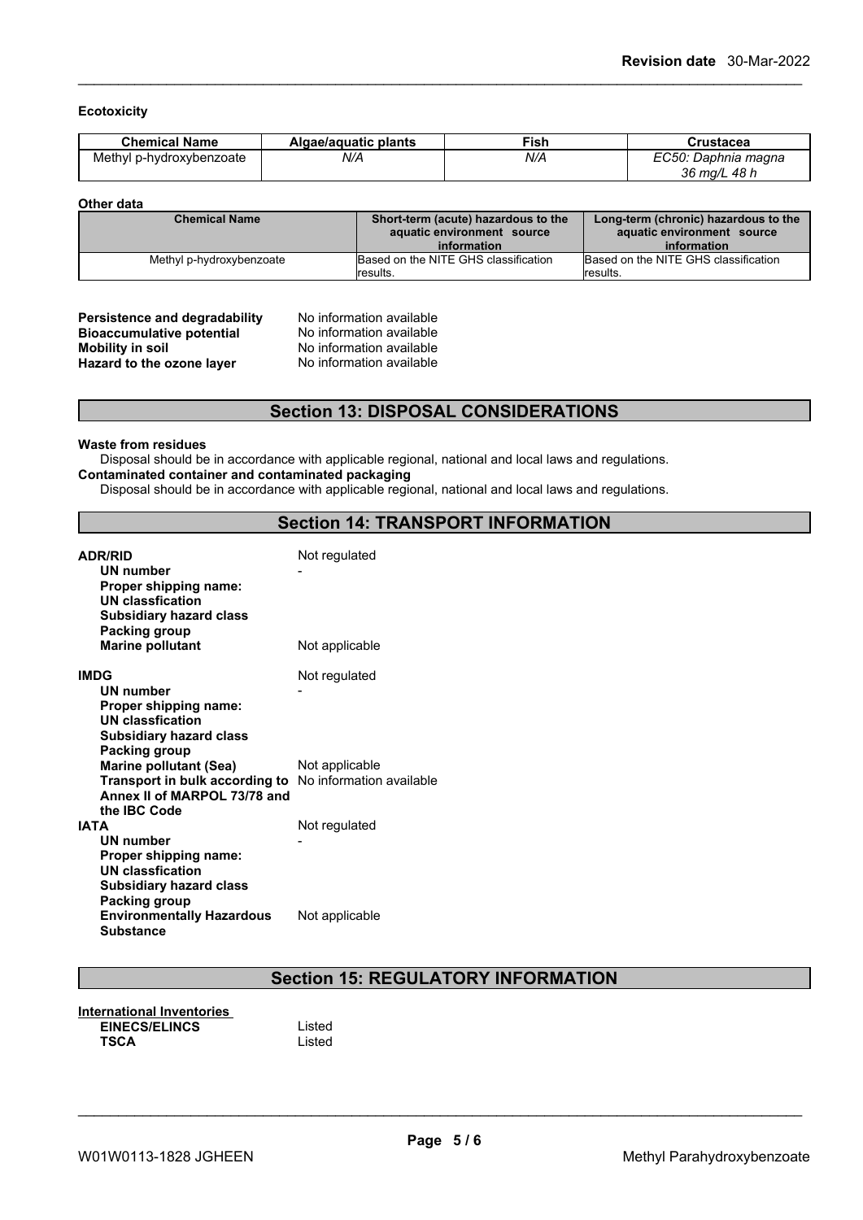**Ecotoxicity**

| Chemical Name | Algae/aquatic plants | Fish | Crustacea |
|---|---|---|---|
| Methyl p-hydroxybenzoate | *N/A* | *N/A* | *EC50: Daphnia magna 36 mg/L 48 h* |

**Other data**

| Chemical Name | Short-term (acute) hazardous to the aquatic environment source information | Long-term (chronic) hazardous to the aquatic environment source information |
|---|---|---|
| Methyl p-hydroxybenzoate | Based on the NITE GHS classification results. | Based on the NITE GHS classification results. |

**Persistence and degradability** No information available
**Bioaccumulative potential** No information available
**Mobility in soil** No information available
**Hazard to the ozone layer** No information available

## Section 13: DISPOSAL CONSIDERATIONS

**Waste from residues**
Disposal should be in accordance with applicable regional, national and local laws and regulations.
**Contaminated container and contaminated packaging**
Disposal should be in accordance with applicable regional, national and local laws and regulations.

## Section 14: TRANSPORT INFORMATION

**ADR/RID** Not regulated
- **UN number** -
- **Proper shipping name:**
- **UN classfication**
- **Subsidiary hazard class**
- **Packing group**
- **Marine pollutant** Not applicable

**IMDG** Not regulated
- **UN number** -
- **Proper shipping name:**
- **UN classfication**
- **Subsidiary hazard class**
- **Packing group**
- **Marine pollutant (Sea)** Not applicable
- **Transport in bulk according to Annex II of MARPOL 73/78 and the IBC Code** No information available

**IATA** Not regulated
- **UN number** -
- **Proper shipping name:**
- **UN classfication**
- **Subsidiary hazard class**
- **Packing group**
- **Environmentally Hazardous Substance** Not applicable

## Section 15: REGULATORY INFORMATION

**International Inventories**
- **EINECS/ELINCS** Listed
- **TSCA** Listed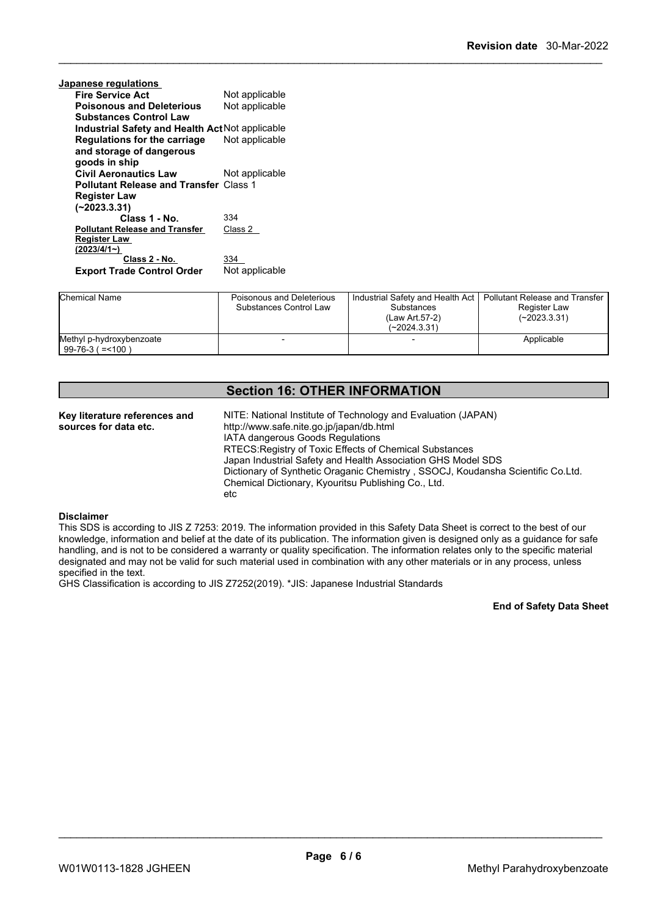**Japanese regulations**

| | |
|---|---|
| **Fire Service Act** | Not applicable |
| **Poisonous and Deleterious Substances Control Law** | Not applicable |
| **Industrial Safety and Health Act** | Not applicable |
| **Regulations for the carriage and storage of dangerous goods in ship** | Not applicable |
| **Civil Aeronautics Law** | Not applicable |
| **Pollutant Release and Transfer Register Law (~2023.3.31)** | Class 1 |
| **Class 1 - No.** | 334 |
| **Pollutant Release and Transfer Register Law (2023/4/1~)** | Class 2 |
| **Class 2 - No.** | 334 |
| **Export Trade Control Order** | Not applicable |

| Chemical Name | Poisonous and Deleterious Substances Control Law | Industrial Safety and Health Act Substances (Law Art.57-2) (~2024.3.31) | Pollutant Release and Transfer Register Law (~2023.3.31) |
|---|---|---|---|
| Methyl p-hydroxybenzoate 99-76-3 ( =<100 ) | - | - | Applicable |

## Section 16: OTHER INFORMATION

**Key literature references and sources for data etc.**

NITE: National Institute of Technology and Evaluation (JAPAN)
http://www.safe.nite.go.jp/japan/db.html
IATA dangerous Goods Regulations
RTECS:Registry of Toxic Effects of Chemical Substances
Japan Industrial Safety and Health Association GHS Model SDS
Dictionary of Synthetic Oraganic Chemistry , SSOCJ, Koudansha Scientific Co.Ltd.
Chemical Dictionary, Kyouritsu Publishing Co., Ltd.
etc

**Disclaimer**

This SDS is according to JIS Z 7253: 2019. The information provided in this Safety Data Sheet is correct to the best of our knowledge, information and belief at the date of its publication. The information given is designed only as a guidance for safe handling, and is not to be considered a warranty or quality specification. The information relates only to the specific material designated and may not be valid for such material used in combination with any other materials or in any process, unless specified in the text.

GHS Classification is according to JIS Z7252(2019). *JIS: Japanese Industrial Standards

**End of Safety Data Sheet**